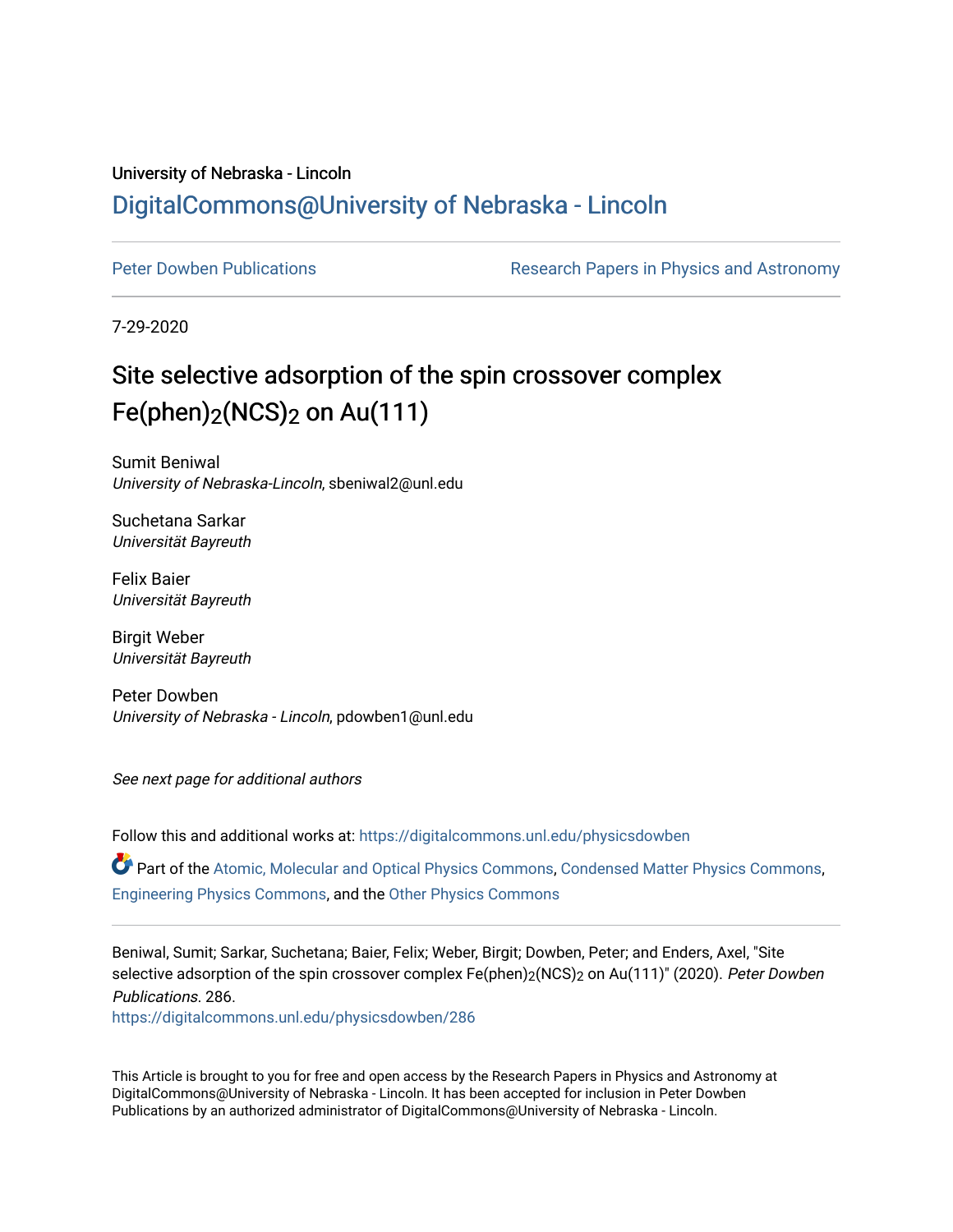University of Nebraska - Lincoln

## DigitalCommons@University of Nebraska - Lincoln

Peter Dowben Publications

Research Papers in Physics and Astronomy

7-29-2020

# Site selective adsorption of the spin crossover complex $Fe(phen)_2(NCS)_2$ on Au(111)

Sumit Beniwal
*University of Nebraska-Lincoln*, sbeniwal2@unl.edu

Suchetana Sarkar
*Universität Bayreuth*

Felix Baier
*Universität Bayreuth*

Birgit Weber
*Universität Bayreuth*

Peter Dowben
*University of Nebraska - Lincoln*, pdowben1@unl.edu

*See next page for additional authors*

Follow this and additional works at: https://digitalcommons.unl.edu/physicsdowben

Part of the Atomic, Molecular and Optical Physics Commons, Condensed Matter Physics Commons, Engineering Physics Commons, and the Other Physics Commons

Beniwal, Sumit; Sarkar, Suchetana; Baier, Felix; Weber, Birgit; Dowben, Peter; and Enders, Axel, "Site selective adsorption of the spin crossover complex $Fe(phen)_2(NCS)_2$ on Au(111)" (2020). *Peter Dowben Publications*. 286.
https://digitalcommons.unl.edu/physicsdowben/286

This Article is brought to you for free and open access by the Research Papers in Physics and Astronomy at DigitalCommons@University of Nebraska - Lincoln. It has been accepted for inclusion in Peter Dowben Publications by an authorized administrator of DigitalCommons@University of Nebraska - Lincoln.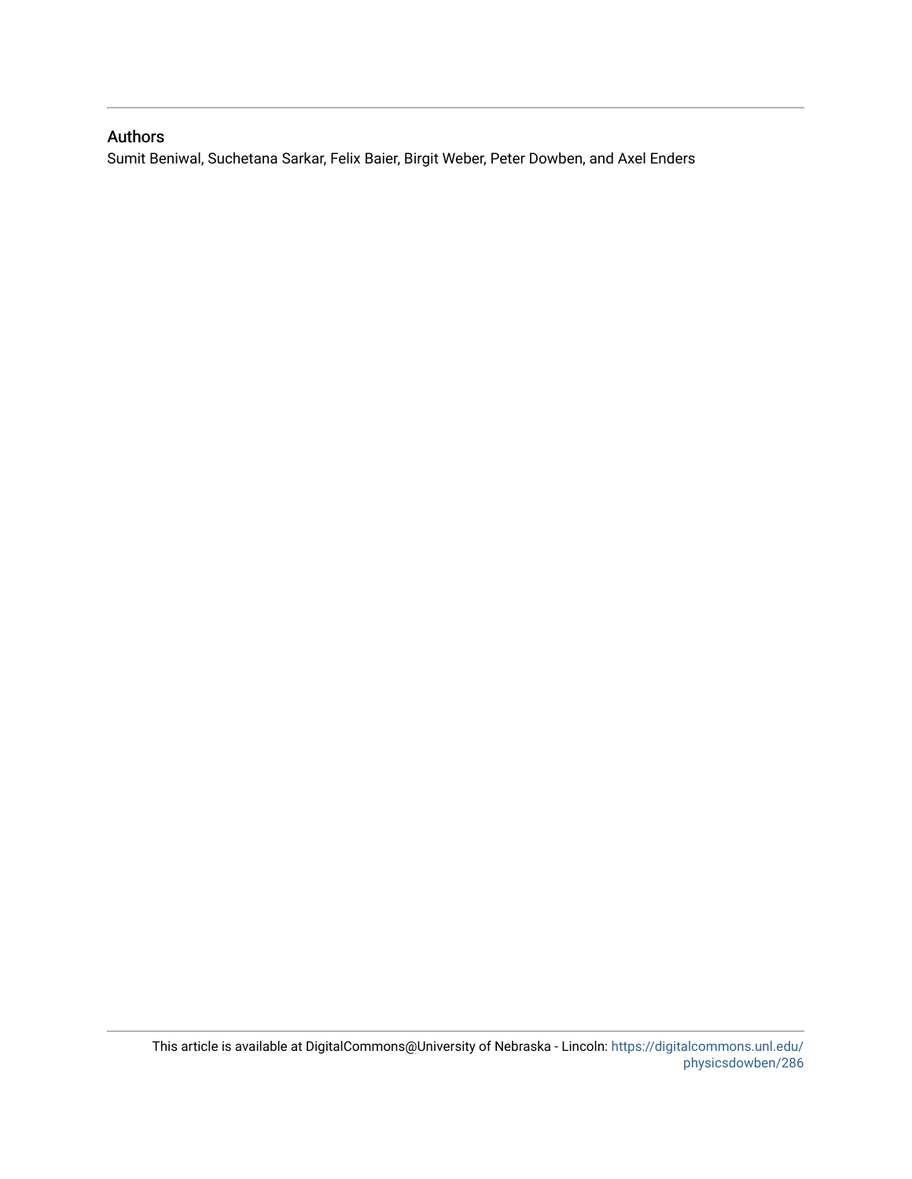## Authors

Sumit Beniwal, Suchetana Sarkar, Felix Baier, Birgit Weber, Peter Dowben, and Axel Enders

This article is available at DigitalCommons@University of Nebraska - Lincoln: https://digitalcommons.unl.edu/physicsdowben/286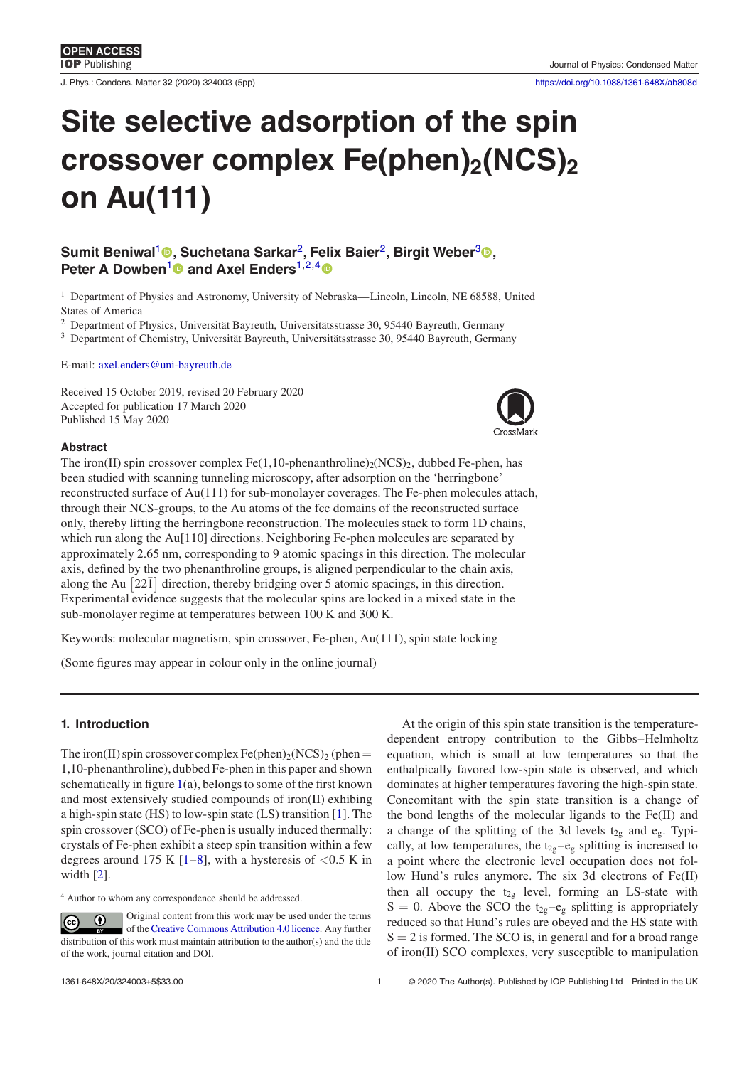# Site selective adsorption of the spin crossover complex Fe(phen)$_2$(NCS)$_2$ on Au(111)

**Sumit Beniwal**[1], **Suchetana Sarkar**[2], **Felix Baier**[2], **Birgit Weber**[3], **Peter A Dowben**[1] **and Axel Enders**[1,2,4]

[1] Department of Physics and Astronomy, University of Nebraska—Lincoln, Lincoln, NE 68588, United States of America

[2] Department of Physics, Universität Bayreuth, Universitätsstrasse 30, 95440 Bayreuth, Germany

[3] Department of Chemistry, Universität Bayreuth, Universitätsstrasse 30, 95440 Bayreuth, Germany

E-mail: axel.enders@uni-bayreuth.de

Received 15 October 2019, revised 20 February 2020
Accepted for publication 17 March 2020
Published 15 May 2020

### Abstract

The iron(II) spin crossover complex Fe(1,10-phenanthroline)$_2$(NCS)$_2$, dubbed Fe-phen, has been studied with scanning tunneling microscopy, after adsorption on the 'herringbone' reconstructed surface of Au(111) for sub-monolayer coverages. The Fe-phen molecules attach, through their NCS-groups, to the Au atoms of the fcc domains of the reconstructed surface only, thereby lifting the herringbone reconstruction. The molecules stack to form 1D chains, which run along the Au[110] directions. Neighboring Fe-phen molecules are separated by approximately 2.65 nm, corresponding to 9 atomic spacings in this direction. The molecular axis, defined by the two phenanthroline groups, is aligned perpendicular to the chain axis, along the Au $\left[22\bar{1}\right]$ direction, thereby bridging over 5 atomic spacings, in this direction. Experimental evidence suggests that the molecular spins are locked in a mixed state in the sub-monolayer regime at temperatures between 100 K and 300 K.

Keywords: molecular magnetism, spin crossover, Fe-phen, Au(111), spin state locking

(Some figures may appear in colour only in the online journal)

## 1. Introduction

The iron(II) spin crossover complex Fe(phen)$_2$(NCS)$_2$ (phen = 1,10-phenanthroline), dubbed Fe-phen in this paper and shown schematically in figure 1(a), belongs to some of the first known and most extensively studied compounds of iron(II) exhibiting a high-spin state (HS) to low-spin state (LS) transition [1]. The spin crossover (SCO) of Fe-phen is usually induced thermally: crystals of Fe-phen exhibit a steep spin transition within a few degrees around 175 K [1–8], with a hysteresis of <0.5 K in width [2].

At the origin of this spin state transition is the temperature-dependent entropy contribution to the Gibbs–Helmholtz equation, which is small at low temperatures so that the enthalpically favored low-spin state is observed, and which dominates at higher temperatures favoring the high-spin state. Concomitant with the spin state transition is a change of the bond lengths of the molecular ligands to the Fe(II) and a change of the splitting of the 3d levels $t_{2g}$ and $e_g$. Typically, at low temperatures, the $t_{2g}$–$e_g$ splitting is increased to a point where the electronic level occupation does not follow Hund's rules anymore. The six 3d electrons of Fe(II) then all occupy the $t_{2g}$ level, forming an LS-state with $S = 0$. Above the SCO the $t_{2g}$–$e_g$ splitting is appropriately reduced so that Hund's rules are obeyed and the HS state with $S = 2$ is formed. The SCO, in general and for a broad range of iron(II) SCO complexes, very susceptible to manipulation

[4] Author to whom any correspondence should be addressed.

Original content from this work may be used under the terms of the Creative Commons Attribution 4.0 licence. Any further distribution of this work must maintain attribution to the author(s) and the title of the work, journal citation and DOI.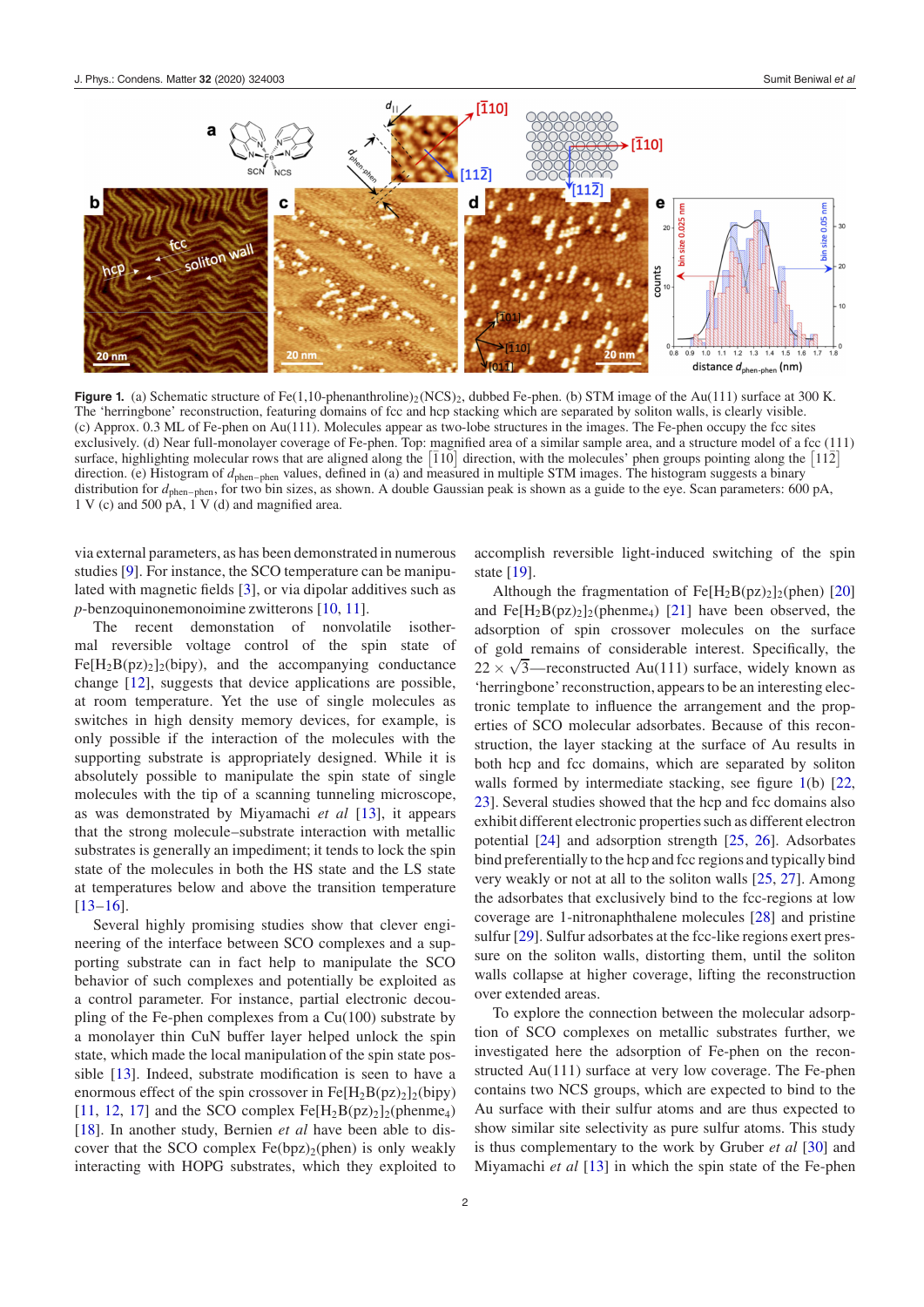**Figure 1.** (a) Schematic structure of Fe(1,10-phenanthroline)$_2$(NCS)$_2$, dubbed Fe-phen. (b) STM image of the Au(111) surface at 300 K. The 'herringbone' reconstruction, featuring domains of fcc and hcp stacking which are separated by soliton walls, is clearly visible. (c) Approx. 0.3 ML of Fe-phen on Au(111). Molecules appear as two-lobe structures in the images. The Fe-phen occupy the fcc sites exclusively. (d) Near full-monolayer coverage of Fe-phen. Top: magnified area of a similar sample area, and a structure model of a fcc (111) surface, highlighting molecular rows that are aligned along the $[\bar{1}10]$ direction, with the molecules' phen groups pointing along the $[11\bar{2}]$ direction. (e) Histogram of $d_{phen-phen}$ values, defined in (a) and measured in multiple STM images. The histogram suggests a binary distribution for $d_{phen-phen}$, for two bin sizes, as shown. A double Gaussian peak is shown as a guide to the eye. Scan parameters: 600 pA, 1 V (c) and 500 pA, 1 V (d) and magnified area.

via external parameters, as has been demonstrated in numerous studies [9]. For instance, the SCO temperature can be manipulated with magnetic fields [3], or via dipolar additives such as *p*-benzoquinonemonoimine zwitterons [10, 11].

The recent demonstation of nonvolatile isothermal reversible voltage control of the spin state of Fe[$H_2$B(pz)$_2$]$_2$(bipy), and the accompanying conductance change [12], suggests that device applications are possible, at room temperature. Yet the use of single molecules as switches in high density memory devices, for example, is only possible if the interaction of the molecules with the supporting substrate is appropriately designed. While it is absolutely possible to manipulate the spin state of single molecules with the tip of a scanning tunneling microscope, as was demonstrated by Miyamachi *et al* [13], it appears that the strong molecule–substrate interaction with metallic substrates is generally an impediment; it tends to lock the spin state of the molecules in both the HS state and the LS state at temperatures below and above the transition temperature [13–16].

Several highly promising studies show that clever engineering of the interface between SCO complexes and a supporting substrate can in fact help to manipulate the SCO behavior of such complexes and potentially be exploited as a control parameter. For instance, partial electronic decoupling of the Fe-phen complexes from a Cu(100) substrate by a monolayer thin CuN buffer layer helped unlock the spin state, which made the local manipulation of the spin state possible [13]. Indeed, substrate modification is seen to have a enormous effect of the spin crossover in Fe[$H_2$B(pz)$_2$]$_2$(bipy) [11, 12, 17] and the SCO complex Fe[$H_2$B(pz)$_2$]$_2$(phenme$_4$) [18]. In another study, Bernien *et al* have been able to discover that the SCO complex Fe(bpz)$_2$(phen) is only weakly interacting with HOPG substrates, which they exploited to accomplish reversible light-induced switching of the spin state [19].

Although the fragmentation of Fe[$H_2$B(pz)$_2$]$_2$(phen) [20] and Fe[$H_2$B(pz)$_2$]$_2$(phenme$_4$) [21] have been observed, the adsorption of spin crossover molecules on the surface of gold remains of considerable interest. Specifically, the $22 \times \sqrt{3}$—reconstructed Au(111) surface, widely known as 'herringbone' reconstruction, appears to be an interesting electronic template to influence the arrangement and the properties of SCO molecular adsorbates. Because of this reconstruction, the layer stacking at the surface of Au results in both hcp and fcc domains, which are separated by soliton walls formed by intermediate stacking, see figure 1(b) [22, 23]. Several studies showed that the hcp and fcc domains also exhibit different electronic properties such as different electron potential [24] and adsorption strength [25, 26]. Adsorbates bind preferentially to the hcp and fcc regions and typically bind very weakly or not at all to the soliton walls [25, 27]. Among the adsorbates that exclusively bind to the fcc-regions at low coverage are 1-nitronaphthalene molecules [28] and pristine sulfur [29]. Sulfur adsorbates at the fcc-like regions exert pressure on the soliton walls, distorting them, until the soliton walls collapse at higher coverage, lifting the reconstruction over extended areas.

To explore the connection between the molecular adsorption of SCO complexes on metallic substrates further, we investigated here the adsorption of Fe-phen on the reconstructed Au(111) surface at very low coverage. The Fe-phen contains two NCS groups, which are expected to bind to the Au surface with their sulfur atoms and are thus expected to show similar site selectivity as pure sulfur atoms. This study is thus complementary to the work by Gruber *et al* [30] and Miyamachi *et al* [13] in which the spin state of the Fe-phen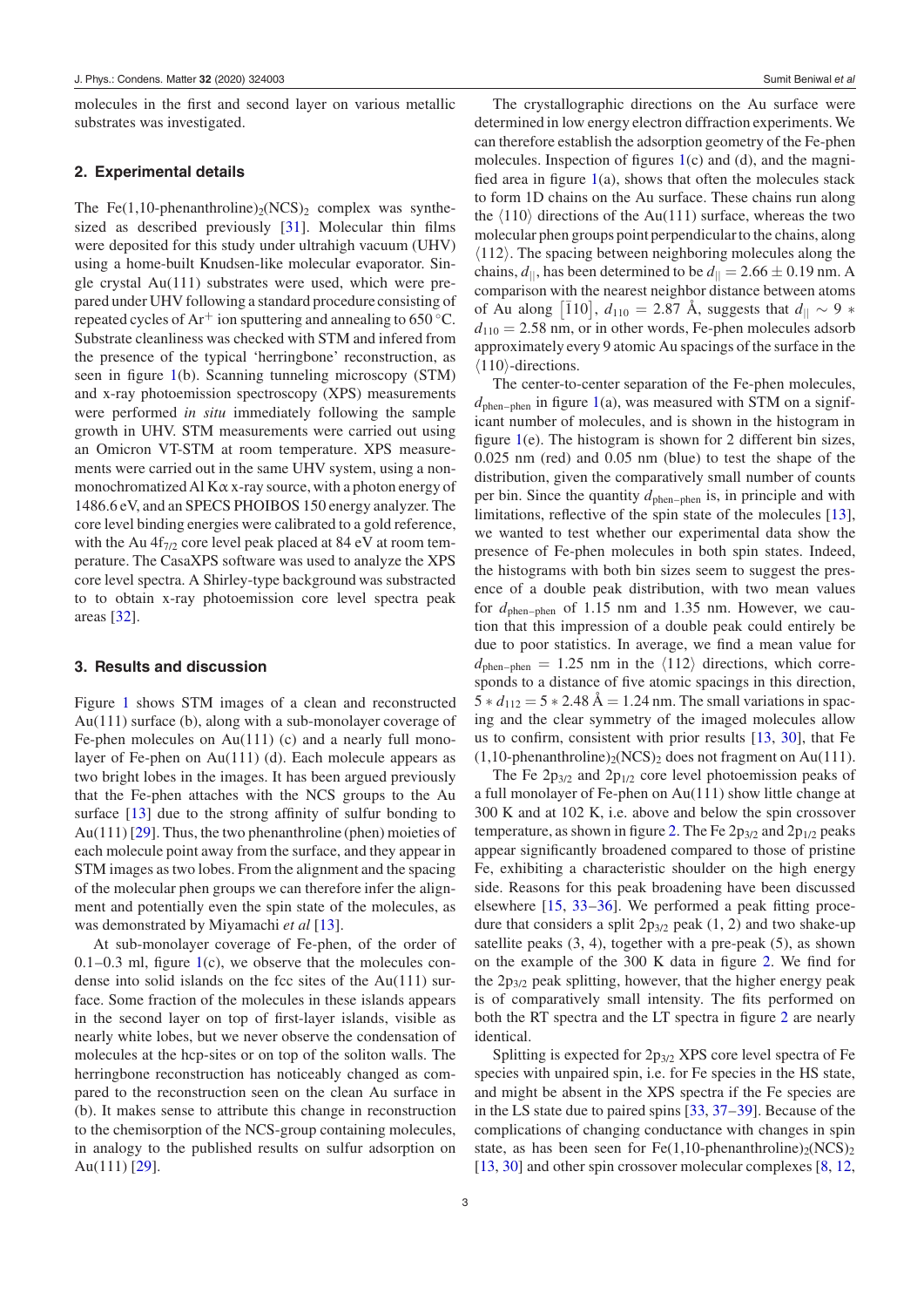molecules in the first and second layer on various metallic substrates was investigated.

## 2. Experimental details

The $Fe(1,10\text{-phenanthroline})_2(NCS)_2$ complex was synthesized as described previously [31]. Molecular thin films were deposited for this study under ultrahigh vacuum (UHV) using a home-built Knudsen-like molecular evaporator. Single crystal Au(111) substrates were used, which were prepared under UHV following a standard procedure consisting of repeated cycles of $Ar^+$ ion sputtering and annealing to 650 °C. Substrate cleanliness was checked with STM and infered from the presence of the typical 'herringbone' reconstruction, as seen in figure 1(b). Scanning tunneling microscopy (STM) and x-ray photoemission spectroscopy (XPS) measurements were performed *in situ* immediately following the sample growth in UHV. STM measurements were carried out using an Omicron VT-STM at room temperature. XPS measurements were carried out in the same UHV system, using a non-monochromatized Al K$\alpha$ x-ray source, with a photon energy of 1486.6 eV, and an SPECS PHOIBOS 150 energy analyzer. The core level binding energies were calibrated to a gold reference, with the Au $4f_{7/2}$ core level peak placed at 84 eV at room temperature. The CasaXPS software was used to analyze the XPS core level spectra. A Shirley-type background was substracted to to obtain x-ray photoemission core level spectra peak areas [32].

## 3. Results and discussion

Figure 1 shows STM images of a clean and reconstructed Au(111) surface (b), along with a sub-monolayer coverage of Fe-phen molecules on Au(111) (c) and a nearly full monolayer of Fe-phen on Au(111) (d). Each molecule appears as two bright lobes in the images. It has been argued previously that the Fe-phen attaches with the NCS groups to the Au surface [13] due to the strong affinity of sulfur bonding to Au(111) [29]. Thus, the two phenanthroline (phen) moieties of each molecule point away from the surface, and they appear in STM images as two lobes. From the alignment and the spacing of the molecular phen groups we can therefore infer the alignment and potentially even the spin state of the molecules, as was demonstrated by Miyamachi *et al* [13].

At sub-monolayer coverage of Fe-phen, of the order of 0.1–0.3 ml, figure 1(c), we observe that the molecules condense into solid islands on the fcc sites of the Au(111) surface. Some fraction of the molecules in these islands appears in the second layer on top of first-layer islands, visible as nearly white lobes, but we never observe the condensation of molecules at the hcp-sites or on top of the soliton walls. The herringbone reconstruction has noticeably changed as compared to the reconstruction seen on the clean Au surface in (b). It makes sense to attribute this change in reconstruction to the chemisorption of the NCS-group containing molecules, in analogy to the published results on sulfur adsorption on Au(111) [29].

The crystallographic directions on the Au surface were determined in low energy electron diffraction experiments. We can therefore establish the adsorption geometry of the Fe-phen molecules. Inspection of figures 1(c) and (d), and the magnified area in figure 1(a), shows that often the molecules stack to form 1D chains on the Au surface. These chains run along the $\langle 110 \rangle$ directions of the Au(111) surface, whereas the two molecular phen groups point perpendicular to the chains, along $\langle 112 \rangle$. The spacing between neighboring molecules along the chains, $d_{||}$, has been determined to be $d_{||} = 2.66 \pm 0.19$ nm. A comparison with the nearest neighbor distance between atoms of Au along $[\bar{1}10]$, $d_{110} = 2.87$ Å, suggests that $d_{||} \sim 9 * d_{110} = 2.58$ nm, or in other words, Fe-phen molecules adsorb approximately every 9 atomic Au spacings of the surface in the $\langle 110 \rangle$-directions.

The center-to-center separation of the Fe-phen molecules, $d_{\text{phen-phen}}$ in figure 1(a), was measured with STM on a significant number of molecules, and is shown in the histogram in figure 1(e). The histogram is shown for 2 different bin sizes, 0.025 nm (red) and 0.05 nm (blue) to test the shape of the distribution, given the comparatively small number of counts per bin. Since the quantity $d_{\text{phen-phen}}$ is, in principle and with limitations, reflective of the spin state of the molecules [13], we wanted to test whether our experimental data show the presence of Fe-phen molecules in both spin states. Indeed, the histograms with both bin sizes seem to suggest the presence of a double peak distribution, with two mean values for $d_{\text{phen-phen}}$ of 1.15 nm and 1.35 nm. However, we caution that this impression of a double peak could entirely be due to poor statistics. In average, we find a mean value for $d_{\text{phen-phen}} = 1.25$ nm in the $\langle 112 \rangle$ directions, which corresponds to a distance of five atomic spacings in this direction, $5 * d_{112} = 5 * 2.48$ Å $= 1.24$ nm. The small variations in spacing and the clear symmetry of the imaged molecules allow us to confirm, consistent with prior results [13, 30], that $Fe(1,10\text{-phenanthroline})_2(NCS)_2$ does not fragment on Au(111).

The Fe $2p_{3/2}$ and $2p_{1/2}$ core level photoemission peaks of a full monolayer of Fe-phen on Au(111) show little change at 300 K and at 102 K, i.e. above and below the spin crossover temperature, as shown in figure 2. The Fe $2p_{3/2}$ and $2p_{1/2}$ peaks appear significantly broadened compared to those of pristine Fe, exhibiting a characteristic shoulder on the high energy side. Reasons for this peak broadening have been discussed elsewhere [15, 33–36]. We performed a peak fitting procedure that considers a split $2p_{3/2}$ peak (1, 2) and two shake-up satellite peaks (3, 4), together with a pre-peak (5), as shown on the example of the 300 K data in figure 2. We find for the $2p_{3/2}$ peak splitting, however, that the higher energy peak is of comparatively small intensity. The fits performed on both the RT spectra and the LT spectra in figure 2 are nearly identical.

Splitting is expected for $2p_{3/2}$ XPS core level spectra of Fe species with unpaired spin, i.e. for Fe species in the HS state, and might be absent in the XPS spectra if the Fe species are in the LS state due to paired spins [33, 37–39]. Because of the complications of changing conductance with changes in spin state, as has been seen for $Fe(1,10\text{-phenanthroline})_2(NCS)_2$ [13, 30] and other spin crossover molecular complexes [8, 12,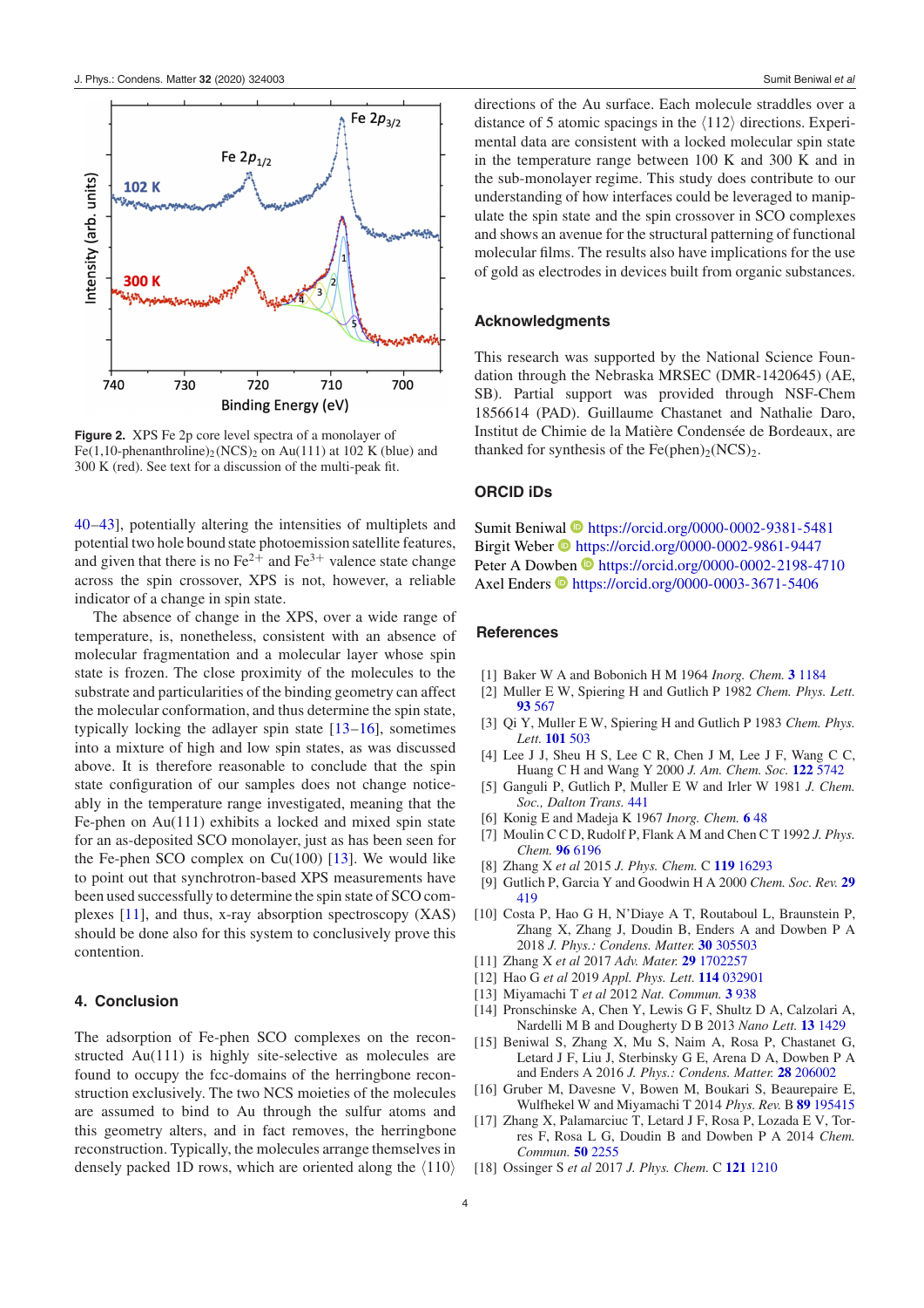Figure 2. XPS Fe 2p core level spectra of a monolayer of Fe(1,10-phenanthroline)$_2$(NCS)$_2$ on Au(111) at 102 K (blue) and 300 K (red). See text for a discussion of the multi-peak fit.

40–43], potentially altering the intensities of multiplets and potential two hole bound state photoemission satellite features, and given that there is no $Fe^{2+}$ and $Fe^{3+}$ valence state change across the spin crossover, XPS is not, however, a reliable indicator of a change in spin state.

The absence of change in the XPS, over a wide range of temperature, is, nonetheless, consistent with an absence of molecular fragmentation and a molecular layer whose spin state is frozen. The close proximity of the molecules to the substrate and particularities of the binding geometry can affect the molecular conformation, and thus determine the spin state, typically locking the adlayer spin state [13–16], sometimes into a mixture of high and low spin states, as was discussed above. It is therefore reasonable to conclude that the spin state configuration of our samples does not change noticeably in the temperature range investigated, meaning that the Fe-phen on Au(111) exhibits a locked and mixed spin state for an as-deposited SCO monolayer, just as has been seen for the Fe-phen SCO complex on Cu(100) [13]. We would like to point out that synchrotron-based XPS measurements have been used successfully to determine the spin state of SCO complexes [11], and thus, x-ray absorption spectroscopy (XAS) should be done also for this system to conclusively prove this contention.

## 4. Conclusion

The adsorption of Fe-phen SCO complexes on the reconstructed Au(111) is highly site-selective as molecules are found to occupy the fcc-domains of the herringbone reconstruction exclusively. The two NCS moieties of the molecules are assumed to bind to Au through the sulfur atoms and this geometry alters, and in fact removes, the herringbone reconstruction. Typically, the molecules arrange themselves in densely packed 1D rows, which are oriented along the ⟨110⟩ directions of the Au surface. Each molecule straddles over a distance of 5 atomic spacings in the ⟨112⟩ directions. Experimental data are consistent with a locked molecular spin state in the temperature range between 100 K and 300 K and in the sub-monolayer regime. This study does contribute to our understanding of how interfaces could be leveraged to manipulate the spin state and the spin crossover in SCO complexes and shows an avenue for the structural patterning of functional molecular films. The results also have implications for the use of gold as electrodes in devices built from organic substances.

## Acknowledgments

This research was supported by the National Science Foundation through the Nebraska MRSEC (DMR-1420645) (AE, SB). Partial support was provided through NSF-Chem 1856614 (PAD). Guillaume Chastanet and Nathalie Daro, Institut de Chimie de la Matière Condensée de Bordeaux, are thanked for synthesis of the Fe(phen)$_2$(NCS)$_2$.

## ORCID iDs

Sumit Beniwal https://orcid.org/0000-0002-9381-5481
Birgit Weber https://orcid.org/0000-0002-9861-9447
Peter A Dowben https://orcid.org/0000-0002-2198-4710
Axel Enders https://orcid.org/0000-0003-3671-5406

## References

[1] Baker W A and Bobonich H M 1964 *Inorg. Chem.* **3** 1184
[2] Muller E W, Spiering H and Gutlich P 1982 *Chem. Phys. Lett.* **93** 567
[3] Qi Y, Muller E W, Spiering H and Gutlich P 1983 *Chem. Phys. Lett.* **101** 503
[4] Lee J J, Sheu H S, Lee C R, Chen J M, Lee J F, Wang C C, Huang C H and Wang Y 2000 *J. Am. Chem. Soc.* **122** 5742
[5] Ganguli P, Gutlich P, Muller E W and Irler W 1981 *J. Chem. Soc., Dalton Trans.* 441
[6] Konig E and Madeja K 1967 *Inorg. Chem.* **6** 48
[7] Moulin C C D, Rudolf P, Flank A M and Chen C T 1992 *J. Phys. Chem.* **96** 6196
[8] Zhang X *et al* 2015 *J. Phys. Chem.* C **119** 16293
[9] Gutlich P, Garcia Y and Goodwin H A 2000 *Chem. Soc. Rev.* **29** 419
[10] Costa P, Hao G H, N'Diaye A T, Routaboul L, Braunstein P, Zhang X, Zhang J, Doudin B, Enders A and Dowben P A 2018 *J. Phys.: Condens. Matter.* **30** 305503
[11] Zhang X *et al* 2017 *Adv. Mater.* **29** 1702257
[12] Hao G *et al* 2019 *Appl. Phys. Lett.* **114** 032901
[13] Miyamachi T *et al* 2012 *Nat. Commun.* **3** 938
[14] Pronschinske A, Chen Y, Lewis G F, Shultz D A, Calzolari A, Nardelli M B and Dougherty D B 2013 *Nano Lett.* **13** 1429
[15] Beniwal S, Zhang X, Mu S, Naim A, Rosa P, Chastanet G, Letard J F, Liu J, Sterbinsky G E, Arena D A, Dowben P A and Enders A 2016 *J. Phys.: Condens. Matter.* **28** 206002
[16] Gruber M, Davesne V, Bowen M, Boukari S, Beaurepaire E, Wulfhekel W and Miyamachi T 2014 *Phys. Rev.* B **89** 195415
[17] Zhang X, Palamarciuc T, Letard J F, Rosa P, Lozada E V, Torres F, Rosa L G, Doudin B and Dowben P A 2014 *Chem. Commun.* **50** 2255
[18] Ossinger S *et al* 2017 *J. Phys. Chem.* C **121** 1210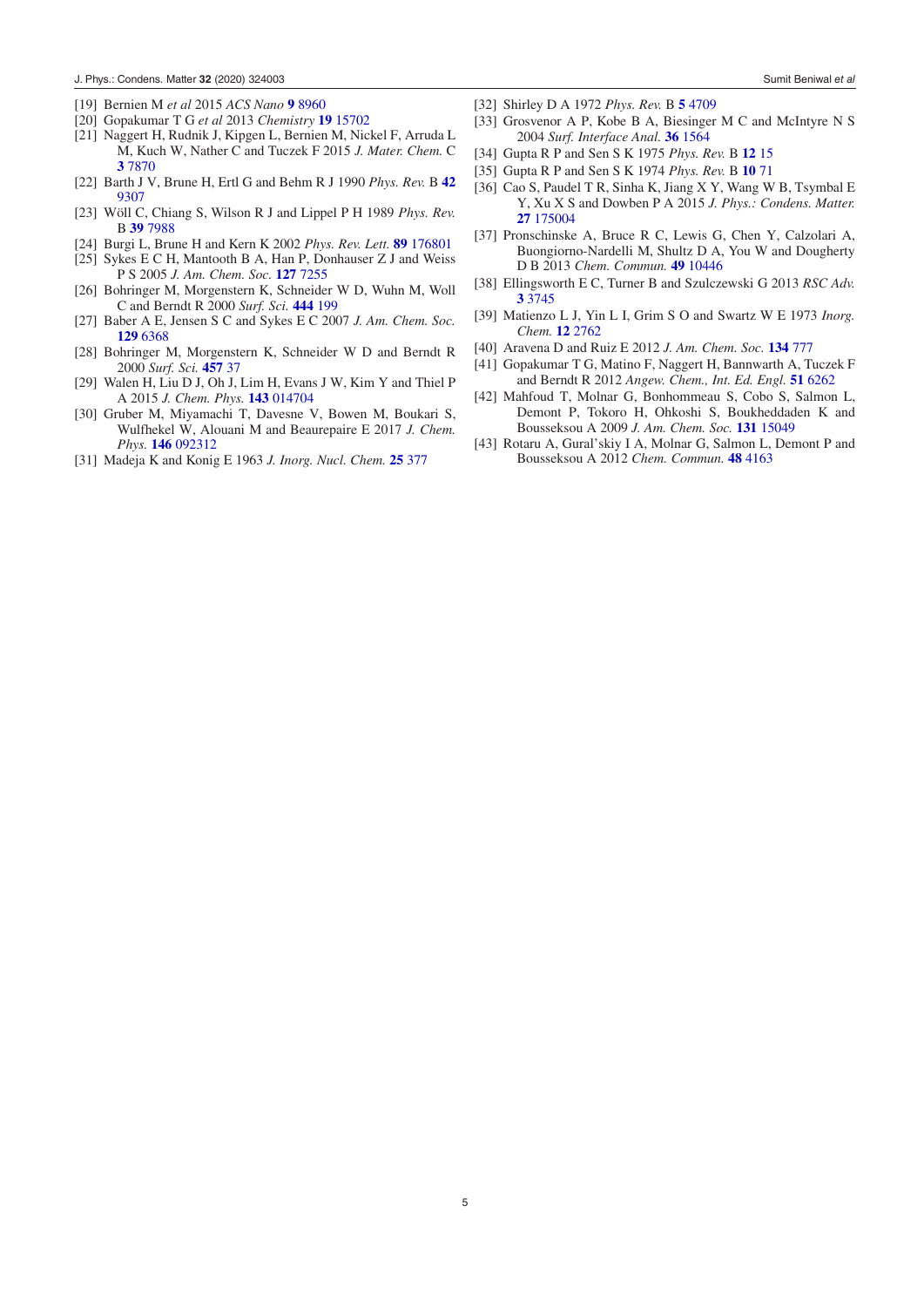[19] Bernien M *et al* 2015 *ACS Nano* **9** 8960

[20] Gopakumar T G *et al* 2013 *Chemistry* **19** 15702

[21] Naggert H, Rudnik J, Kipgen L, Bernien M, Nickel F, Arruda L M, Kuch W, Nather C and Tuczek F 2015 *J. Mater. Chem.* C **3** 7870

[22] Barth J V, Brune H, Ertl G and Behm R J 1990 *Phys. Rev.* B **42** 9307

[23] Wöll C, Chiang S, Wilson R J and Lippel P H 1989 *Phys. Rev.* B **39** 7988

[24] Burgi L, Brune H and Kern K 2002 *Phys. Rev. Lett.* **89** 176801

[25] Sykes E C H, Mantooth B A, Han P, Donhauser Z J and Weiss P S 2005 *J. Am. Chem. Soc.* **127** 7255

[26] Bohringer M, Morgenstern K, Schneider W D, Wuhn M, Woll C and Berndt R 2000 *Surf. Sci.* **444** 199

[27] Baber A E, Jensen S C and Sykes E C 2007 *J. Am. Chem. Soc.* **129** 6368

[28] Bohringer M, Morgenstern K, Schneider W D and Berndt R 2000 *Surf. Sci.* **457** 37

[29] Walen H, Liu D J, Oh J, Lim H, Evans J W, Kim Y and Thiel P A 2015 *J. Chem. Phys.* **143** 014704

[30] Gruber M, Miyamachi T, Davesne V, Bowen M, Boukari S, Wulfhekel W, Alouani M and Beaurepaire E 2017 *J. Chem. Phys.* **146** 092312

[31] Madeja K and Konig E 1963 *J. Inorg. Nucl. Chem.* **25** 377

[32] Shirley D A 1972 *Phys. Rev.* B **5** 4709

[33] Grosvenor A P, Kobe B A, Biesinger M C and McIntyre N S 2004 *Surf. Interface Anal.* **36** 1564

[34] Gupta R P and Sen S K 1975 *Phys. Rev.* B **12** 15

[35] Gupta R P and Sen S K 1974 *Phys. Rev.* B **10** 71

[36] Cao S, Paudel T R, Sinha K, Jiang X Y, Wang W B, Tsymbal E Y, Xu X S and Dowben P A 2015 *J. Phys.: Condens. Matter.* **27** 175004

[37] Pronschinske A, Bruce R C, Lewis G, Chen Y, Calzolari A, Buongiorno-Nardelli M, Shultz D A, You W and Dougherty D B 2013 *Chem. Commun.* **49** 10446

[38] Ellingsworth E C, Turner B and Szulczewski G 2013 *RSC Adv.* **3** 3745

[39] Matienzo L J, Yin L I, Grim S O and Swartz W E 1973 *Inorg. Chem.* **12** 2762

[40] Aravena D and Ruiz E 2012 *J. Am. Chem. Soc.* **134** 777

[41] Gopakumar T G, Matino F, Naggert H, Bannwarth A, Tuczek F and Berndt R 2012 *Angew. Chem., Int. Ed. Engl.* **51** 6262

[42] Mahfoud T, Molnar G, Bonhommeau S, Cobo S, Salmon L, Demont P, Tokoro H, Ohkoshi S, Boukheddaden K and Bousseksou A 2009 *J. Am. Chem. Soc.* **131** 15049

[43] Rotaru A, Gural'skiy I A, Molnar G, Salmon L, Demont P and Bousseksou A 2012 *Chem. Commun.* **48** 4163